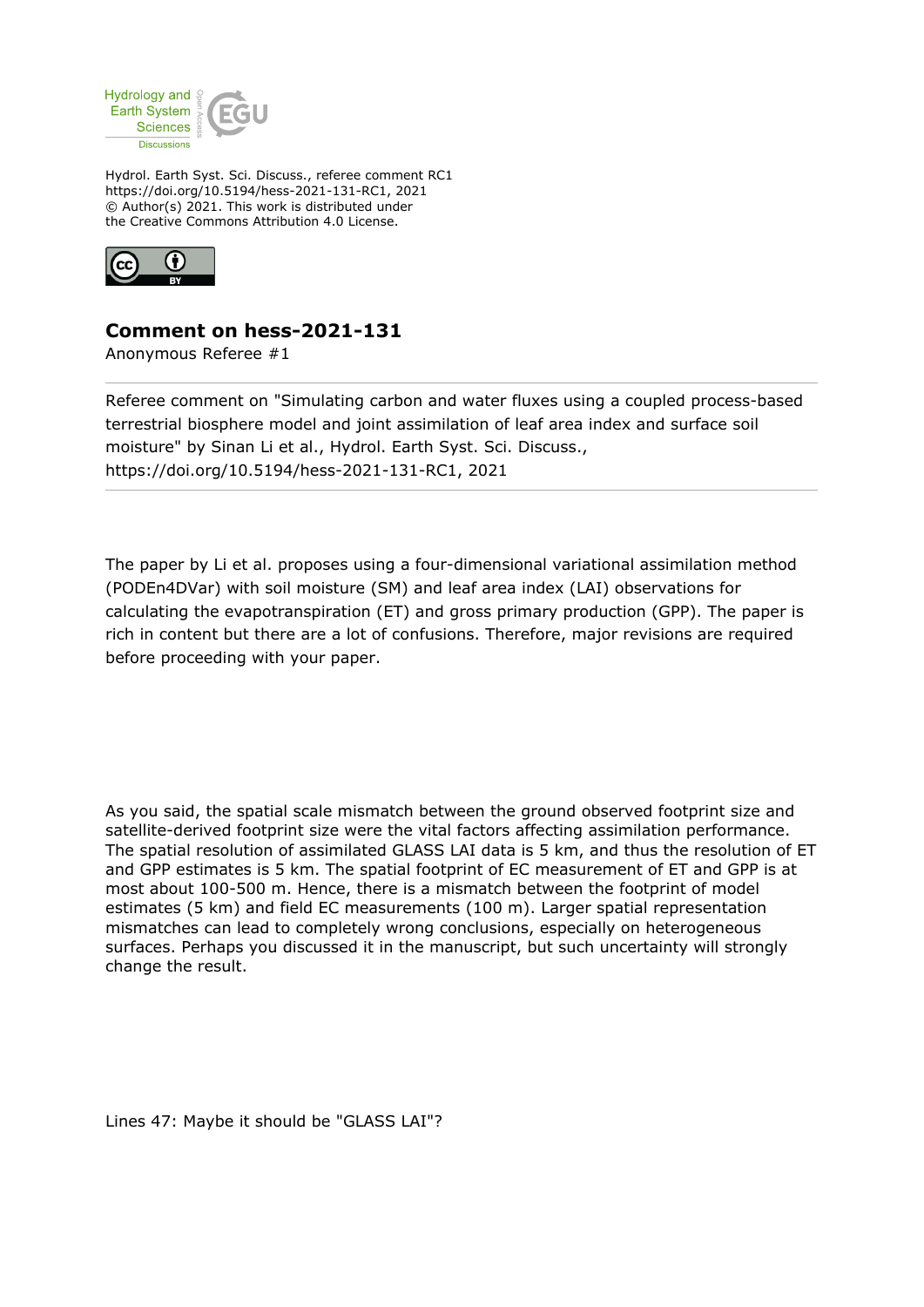Hydrol. Earth Syst. Sci. Discuss., referee comment RC1
https://doi.org/10.5194/hess-2021-131-RC1, 2021
© Author(s) 2021. This work is distributed under
the Creative Commons Attribution 4.0 License.

# Comment on hess-2021-131

Anonymous Referee #1

Referee comment on "Simulating carbon and water fluxes using a coupled process-based terrestrial biosphere model and joint assimilation of leaf area index and surface soil moisture" by Sinan Li et al., Hydrol. Earth Syst. Sci. Discuss., https://doi.org/10.5194/hess-2021-131-RC1, 2021

---

The paper by Li et al. proposes using a four-dimensional variational assimilation method (PODEn4DVar) with soil moisture (SM) and leaf area index (LAI) observations for calculating the evapotranspiration (ET) and gross primary production (GPP). The paper is rich in content but there are a lot of confusions. Therefore, major revisions are required before proceeding with your paper.

As you said, the spatial scale mismatch between the ground observed footprint size and satellite-derived footprint size were the vital factors affecting assimilation performance. The spatial resolution of assimilated GLASS LAI data is 5 km, and thus the resolution of ET and GPP estimates is 5 km. The spatial footprint of EC measurement of ET and GPP is at most about 100-500 m. Hence, there is a mismatch between the footprint of model estimates (5 km) and field EC measurements (100 m). Larger spatial representation mismatches can lead to completely wrong conclusions, especially on heterogeneous surfaces. Perhaps you discussed it in the manuscript, but such uncertainty will strongly change the result.

Lines 47: Maybe it should be "GLASS LAI"?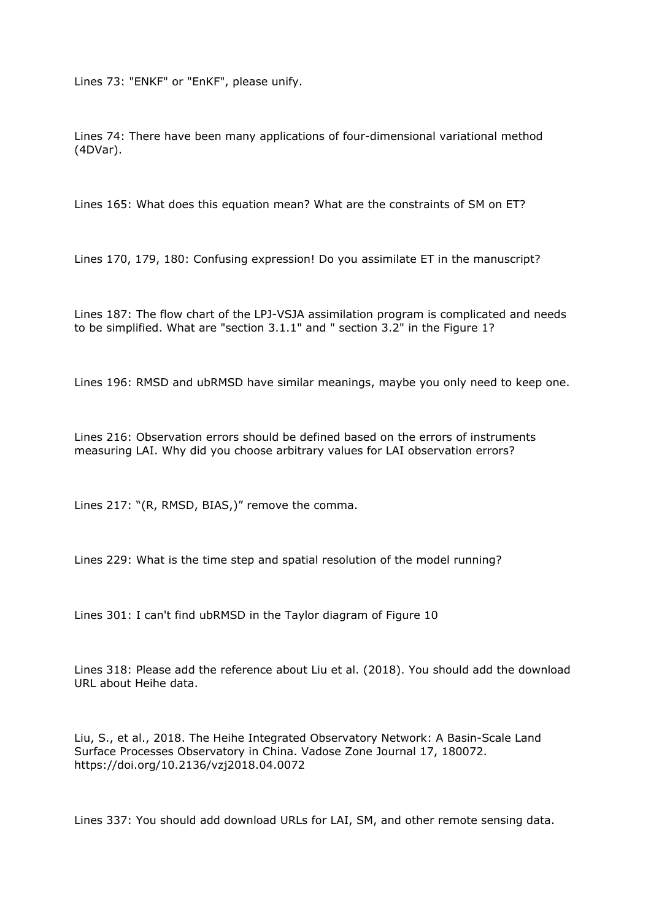Lines 73: "ENKF" or "EnKF", please unify.

Lines 74: There have been many applications of four-dimensional variational method (4DVar).

Lines 165: What does this equation mean? What are the constraints of SM on ET?

Lines 170, 179, 180: Confusing expression! Do you assimilate ET in the manuscript?

Lines 187: The flow chart of the LPJ-VSJA assimilation program is complicated and needs to be simplified. What are "section 3.1.1" and " section 3.2" in the Figure 1?

Lines 196: RMSD and ubRMSD have similar meanings, maybe you only need to keep one.

Lines 216: Observation errors should be defined based on the errors of instruments measuring LAI. Why did you choose arbitrary values for LAI observation errors?

Lines 217: "(R, RMSD, BIAS,)" remove the comma.

Lines 229: What is the time step and spatial resolution of the model running?

Lines 301: I can't find ubRMSD in the Taylor diagram of Figure 10

Lines 318: Please add the reference about Liu et al. (2018). You should add the download URL about Heihe data.

Liu, S., et al., 2018. The Heihe Integrated Observatory Network: A Basin-Scale Land Surface Processes Observatory in China. Vadose Zone Journal 17, 180072. https://doi.org/10.2136/vzj2018.04.0072

Lines 337: You should add download URLs for LAI, SM, and other remote sensing data.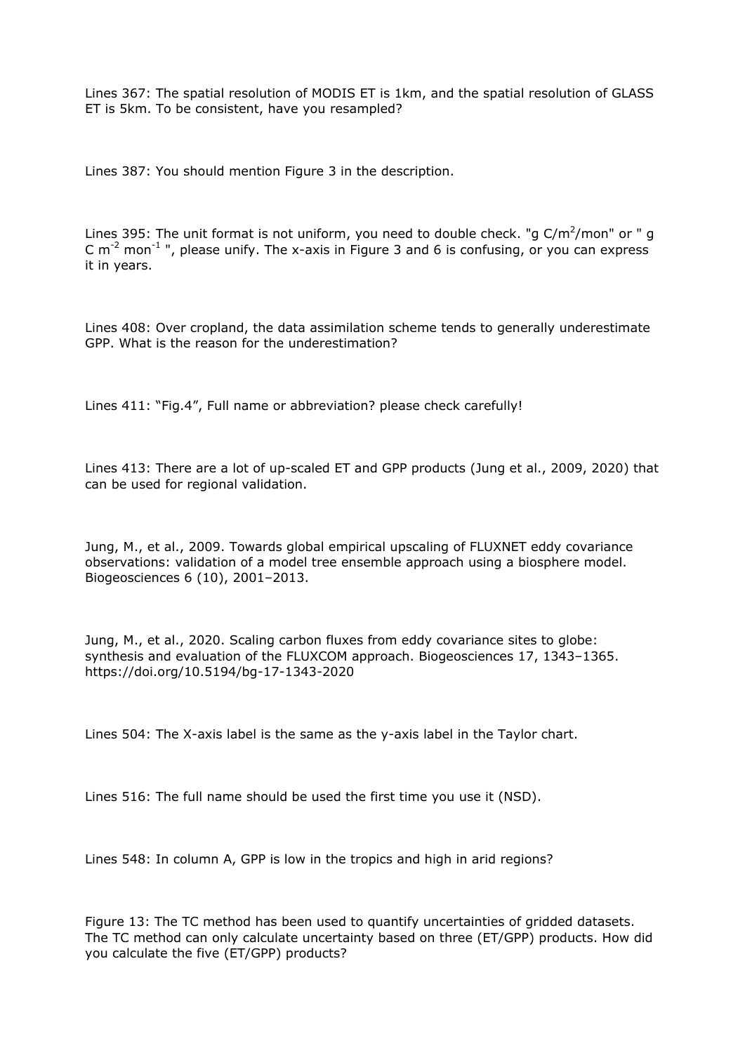Lines 367: The spatial resolution of MODIS ET is 1km, and the spatial resolution of GLASS ET is 5km. To be consistent, have you resampled?

Lines 387: You should mention Figure 3 in the description.

Lines 395: The unit format is not uniform, you need to double check. "g C/$m^2$/mon" or " g C $m^{-2}$ $mon^{-1}$ ", please unify. The x-axis in Figure 3 and 6 is confusing, or you can express it in years.

Lines 408: Over cropland, the data assimilation scheme tends to generally underestimate GPP. What is the reason for the underestimation?

Lines 411: “Fig.4”, Full name or abbreviation? please check carefully!

Lines 413: There are a lot of up-scaled ET and GPP products (Jung et al., 2009, 2020) that can be used for regional validation.

Jung, M., et al., 2009. Towards global empirical upscaling of FLUXNET eddy covariance observations: validation of a model tree ensemble approach using a biosphere model. Biogeosciences 6 (10), 2001–2013.

Jung, M., et al., 2020. Scaling carbon fluxes from eddy covariance sites to globe: synthesis and evaluation of the FLUXCOM approach. Biogeosciences 17, 1343–1365. https://doi.org/10.5194/bg-17-1343-2020

Lines 504: The X-axis label is the same as the y-axis label in the Taylor chart.

Lines 516: The full name should be used the first time you use it (NSD).

Lines 548: In column A, GPP is low in the tropics and high in arid regions?

Figure 13: The TC method has been used to quantify uncertainties of gridded datasets. The TC method can only calculate uncertainty based on three (ET/GPP) products. How did you calculate the five (ET/GPP) products?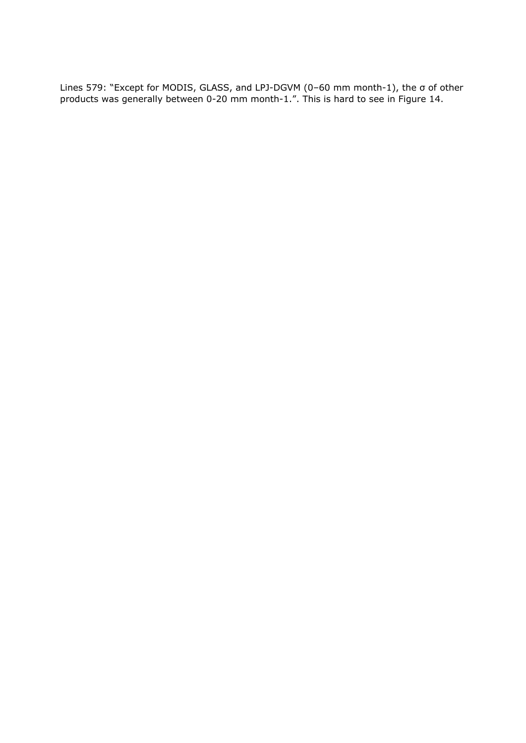Lines 579: "Except for MODIS, GLASS, and LPJ-DGVM (0–60 mm month-1), the $\sigma$ of other products was generally between 0-20 mm month-1.". This is hard to see in Figure 14.